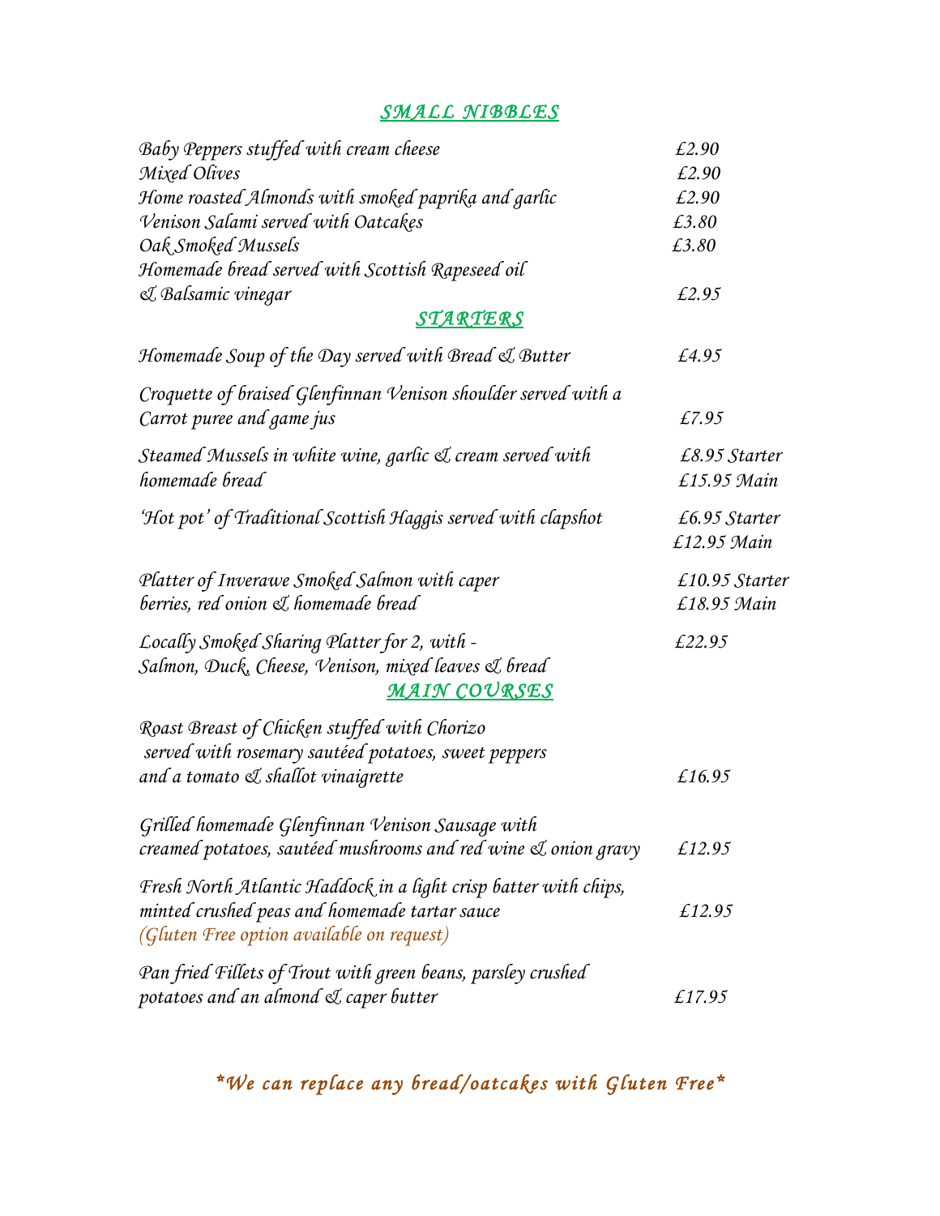## *SMALL NIBBLES*

| | |
|---|---|
| *Baby Peppers stuffed with cream cheese* | *£2.90* |
| *Mixed Olives* | *£2.90* |
| *Home roasted Almonds with smoked paprika and garlic* | *£2.90* |
| *Venison Salami served with Oatcakes* | *£3.80* |
| *Oak Smoked Mussels* | *£3.80* |
| *Homemade bread served with Scottish Rapeseed oil & Balsamic vinegar* | *£2.95* |

## *STARTERS*

| | |
|---|---|
| *Homemade Soup of the Day served with Bread & Butter* | *£4.95* |
| *Croquette of braised Glenfinnan Venison shoulder served with a Carrot puree and game jus* | *£7.95* |
| *Steamed Mussels in white wine, garlic & cream served with homemade bread* | *£8.95 Starter* <br> *£15.95 Main* |
| *'Hot pot' of Traditional Scottish Haggis served with clapshot* | *£6.95 Starter* <br> *£12.95 Main* |
| *Platter of Inverawe Smoked Salmon with caper berries, red onion & homemade bread* | *£10.95 Starter* <br> *£18.95 Main* |
| *Locally Smoked Sharing Platter for 2, with - Salmon, Duck, Cheese, Venison, mixed leaves & bread* | *£22.95* |

## *MAIN COURSES*

| | |
|---|---|
| *Roast Breast of Chicken stuffed with Chorizo served with rosemary sautéed potatoes, sweet peppers and a tomato & shallot vinaigrette* | *£16.95* |
| *Grilled homemade Glenfinnan Venison Sausage with creamed potatoes, sautéed mushrooms and red wine & onion gravy* | *£12.95* |
| *Fresh North Atlantic Haddock in a light crisp batter with chips, minted crushed peas and homemade tartar sauce* <br> *(Gluten Free option available on request)* | *£12.95* |
| *Pan fried Fillets of Trout with green beans, parsley crushed potatoes and an almond & caper butter* | *£17.95* |

***We can replace any bread/oatcakes with Gluten Free***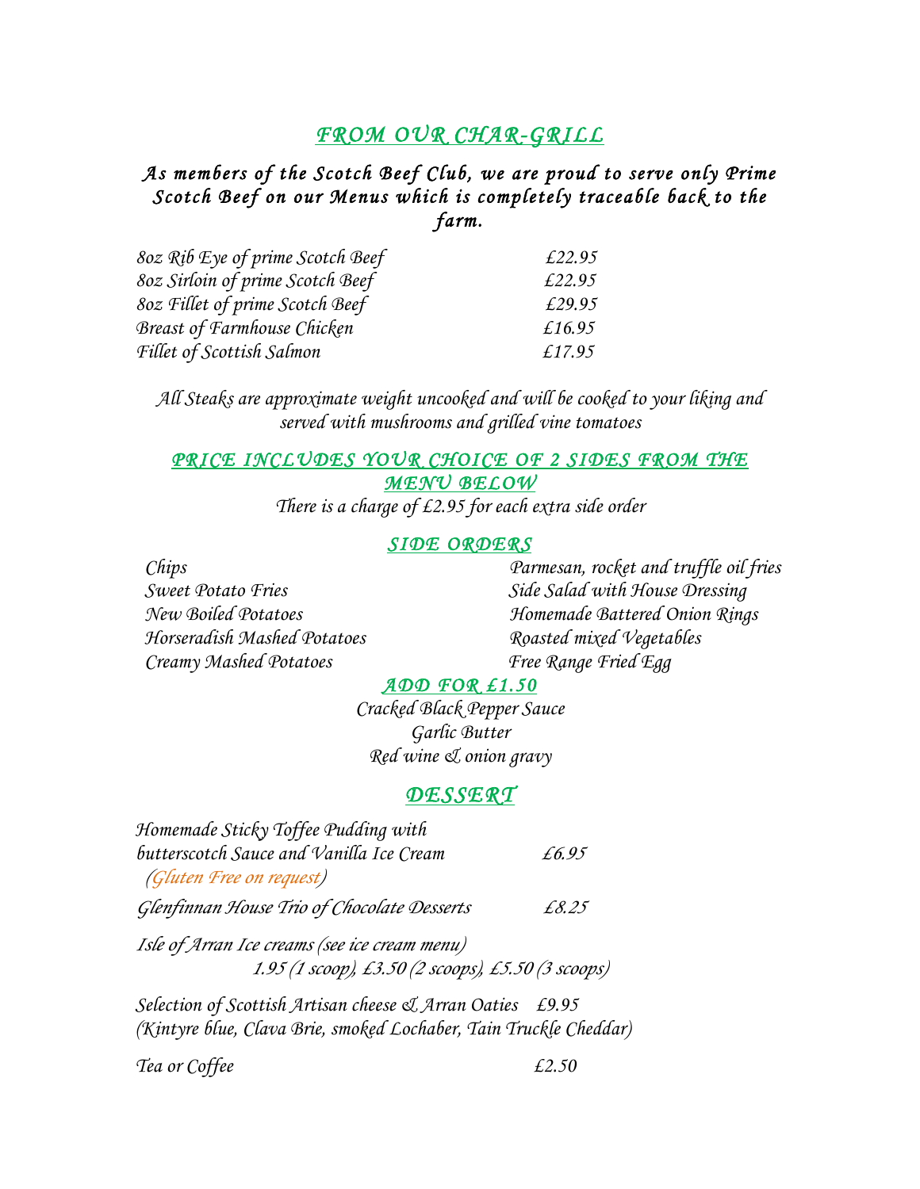## *FROM OUR CHAR-GRILL*

***As members of the Scotch Beef Club, we are proud to serve only Prime Scotch Beef on our Menus which is completely traceable back to the farm.***

| | |
|---|---|
| *8oz Rib Eye of prime Scotch Beef* | *£22.95* |
| *8oz Sirloin of prime Scotch Beef* | *£22.95* |
| *8oz Fillet of prime Scotch Beef* | *£29.95* |
| *Breast of Farmhouse Chicken* | *£16.95* |
| *Fillet of Scottish Salmon* | *£17.95* |

*All Steaks are approximate weight uncooked and will be cooked to your liking and served with mushrooms and grilled vine tomatoes*

### *PRICE INCLUDES YOUR CHOICE OF 2 SIDES FROM THE MENU BELOW*

*There is a charge of £2.95 for each extra side order*

### *SIDE ORDERS*

*Chips*
*Sweet Potato Fries*
*New Boiled Potatoes*
*Horseradish Mashed Potatoes*
*Creamy Mashed Potatoes*
*Parmesan, rocket and truffle oil fries*
*Side Salad with House Dressing*
*Homemade Battered Onion Rings*
*Roasted mixed Vegetables*
*Free Range Fried Egg*

### *ADD FOR £1.50*

*Cracked Black Pepper Sauce*
*Garlic Butter*
*Red wine & onion gravy*

## *DESSERT*

*Homemade Sticky Toffee Pudding with butterscotch Sauce and Vanilla Ice Cream* *£6.95*
*(Gluten Free on request)*

*Glenfinnan House Trio of Chocolate Desserts* *£8.25*

*Isle of Arran Ice creams (see ice cream menu)*
*1.95 (1 scoop), £3.50 (2 scoops), £5.50 (3 scoops)*

*Selection of Scottish Artisan cheese & Arran Oaties* *£9.95*
*(Kintyre blue, Clava Brie, smoked Lochaber, Tain Truckle Cheddar)*

*Tea or Coffee* *£2.50*